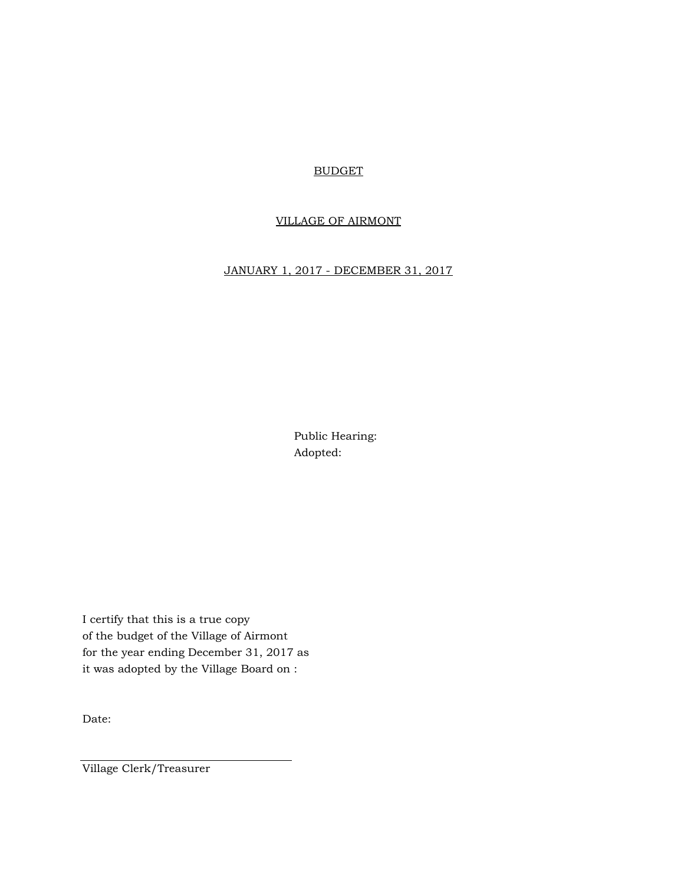# BUDGET

## VILLAGE OF AIRMONT

## JANUARY 1, 2017 - DECEMBER 31, 2017

Public Hearing:
Adopted:

I certify that this is a true copy
of the budget of the Village of Airmont
for the year ending December 31, 2017 as
it was adopted by the Village Board on :

Date:

\_\_\_\_\_\_\_\_\_\_\_\_\_\_\_\_\_\_\_\_\_\_\_\_\_\_\_\_\_\_\_\_\_\_\_\_

Village Clerk/Treasurer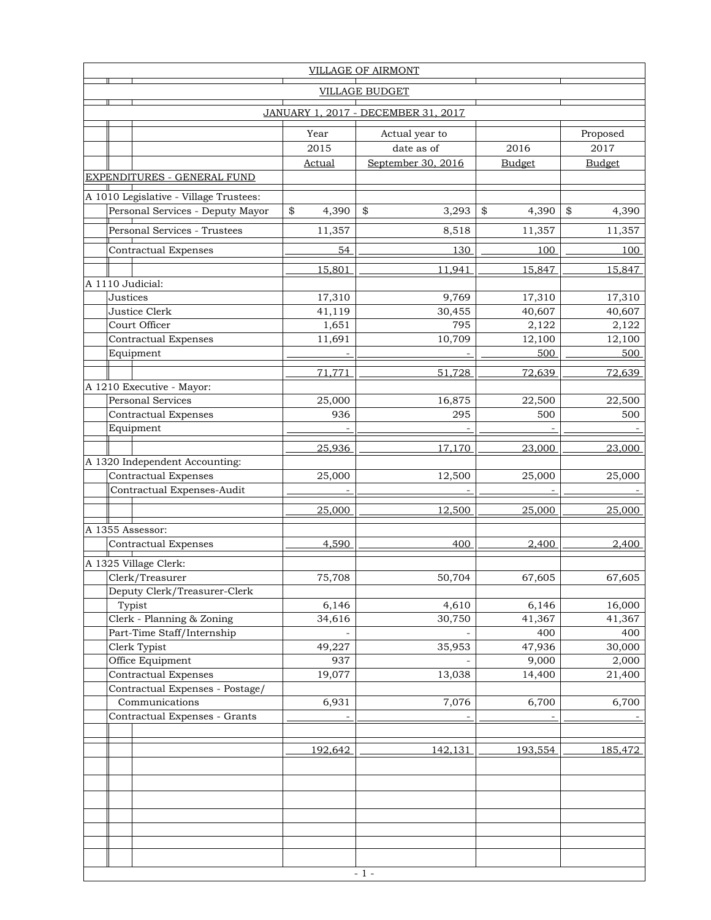VILLAGE OF AIRMONT

VILLAGE BUDGET

JANUARY 1, 2017 - DECEMBER 31, 2017

| | Year 2015 Actual | Actual year to date as of September 30, 2016 | 2016 Budget | Proposed 2017 Budget |
|---|---|---|---|---|
| EXPENDITURES - GENERAL FUND | | | | |
| A 1010 Legislative - Village Trustees: | | | | |
| Personal Services - Deputy Mayor | $ 4,390 | $ 3,293 | $ 4,390 | $ 4,390 |
| Personal Services - Trustees | 11,357 | 8,518 | 11,357 | 11,357 |
| Contractual Expenses | 54 | 130 | 100 | 100 |
| | 15,801 | 11,941 | 15,847 | 15,847 |
| A 1110 Judicial: | | | | |
| Justices | 17,310 | 9,769 | 17,310 | 17,310 |
| Justice Clerk | 41,119 | 30,455 | 40,607 | 40,607 |
| Court Officer | 1,651 | 795 | 2,122 | 2,122 |
| Contractual Expenses | 11,691 | 10,709 | 12,100 | 12,100 |
| Equipment | - | - | 500 | 500 |
| | 71,771 | 51,728 | 72,639 | 72,639 |
| A 1210 Executive - Mayor: | | | | |
| Personal Services | 25,000 | 16,875 | 22,500 | 22,500 |
| Contractual Expenses | 936 | 295 | 500 | 500 |
| Equipment | - | - | - | - |
| | 25,936 | 17,170 | 23,000 | 23,000 |
| A 1320 Independent Accounting: | | | | |
| Contractual Expenses | 25,000 | 12,500 | 25,000 | 25,000 |
| Contractual Expenses-Audit | - | - | - | - |
| | 25,000 | 12,500 | 25,000 | 25,000 |
| A 1355 Assessor: | | | | |
| Contractual Expenses | 4,590 | 400 | 2,400 | 2,400 |
| A 1325 Village Clerk: | | | | |
| Clerk/Treasurer | 75,708 | 50,704 | 67,605 | 67,605 |
| Deputy Clerk/Treasurer-Clerk Typist | 6,146 | 4,610 | 6,146 | 16,000 |
| Clerk - Planning & Zoning | 34,616 | 30,750 | 41,367 | 41,367 |
| Part-Time Staff/Internship | - | - | 400 | 400 |
| Clerk Typist | 49,227 | 35,953 | 47,936 | 30,000 |
| Office Equipment | 937 | - | 9,000 | 2,000 |
| Contractual Expenses | 19,077 | 13,038 | 14,400 | 21,400 |
| Contractual Expenses - Postage/ Communications | 6,931 | 7,076 | 6,700 | 6,700 |
| Contractual Expenses - Grants | - | - | - | - |
| | 192,642 | 142,131 | 193,554 | 185,472 |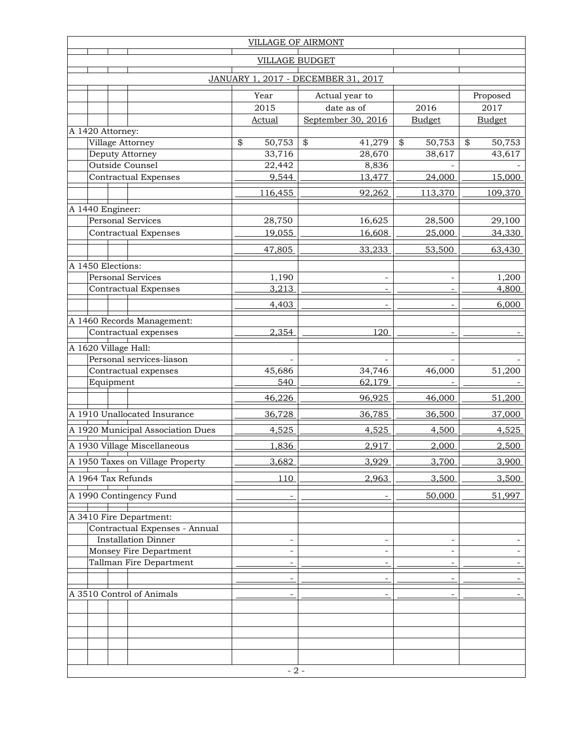VILLAGE OF AIRMONT

VILLAGE BUDGET

JANUARY 1, 2017 - DECEMBER 31, 2017

| | Year 2015 Actual | Actual year to date as of September 30, 2016 | 2016 Budget | Proposed 2017 Budget |
|---|---|---|---|---|
| A 1420 Attorney: | | | | |
| Village Attorney | $ 50,753 | $ 41,279 | $ 50,753 | $ 50,753 |
| Deputy Attorney | 33,716 | 28,670 | 38,617 | 43,617 |
| Outside Counsel | 22,442 | 8,836 | - | - |
| Contractual Expenses | 9,544 | 13,477 | 24,000 | 15,000 |
| | 116,455 | 92,262 | 113,370 | 109,370 |
| A 1440 Engineer: | | | | |
| Personal Services | 28,750 | 16,625 | 28,500 | 29,100 |
| Contractual Expenses | 19,055 | 16,608 | 25,000 | 34,330 |
| | 47,805 | 33,233 | 53,500 | 63,430 |
| A 1450 Elections: | | | | |
| Personal Services | 1,190 | - | - | 1,200 |
| Contractual Expenses | 3,213 | - | - | 4,800 |
| | 4,403 | - | - | 6,000 |
| A 1460 Records Management: | | | | |
| Contractual expenses | 2,354 | 120 | - | - |
| A 1620 Village Hall: | | | | |
| Personal services-liason | - | - | - | - |
| Contractual expenses | 45,686 | 34,746 | 46,000 | 51,200 |
| Equipment | 540 | 62,179 | - | - |
| | 46,226 | 96,925 | 46,000 | 51,200 |
| A 1910 Unallocated Insurance | 36,728 | 36,785 | 36,500 | 37,000 |
| A 1920 Municipal Association Dues | 4,525 | 4,525 | 4,500 | 4,525 |
| A 1930 Village Miscellaneous | 1,836 | 2,917 | 2,000 | 2,500 |
| A 1950 Taxes on Village Property | 3,682 | 3,929 | 3,700 | 3,900 |
| A 1964 Tax Refunds | 110 | 2,963 | 3,500 | 3,500 |
| A 1990 Contingency Fund | - | - | 50,000 | 51,997 |
| A 3410 Fire Department: | | | | |
| Contractual Expenses - Annual Installation Dinner | - | - | - | - |
| Monsey Fire Department | - | - | - | - |
| Tallman Fire Department | - | - | - | - |
| | - | - | - | - |
| A 3510 Control of Animals | - | - | - | - |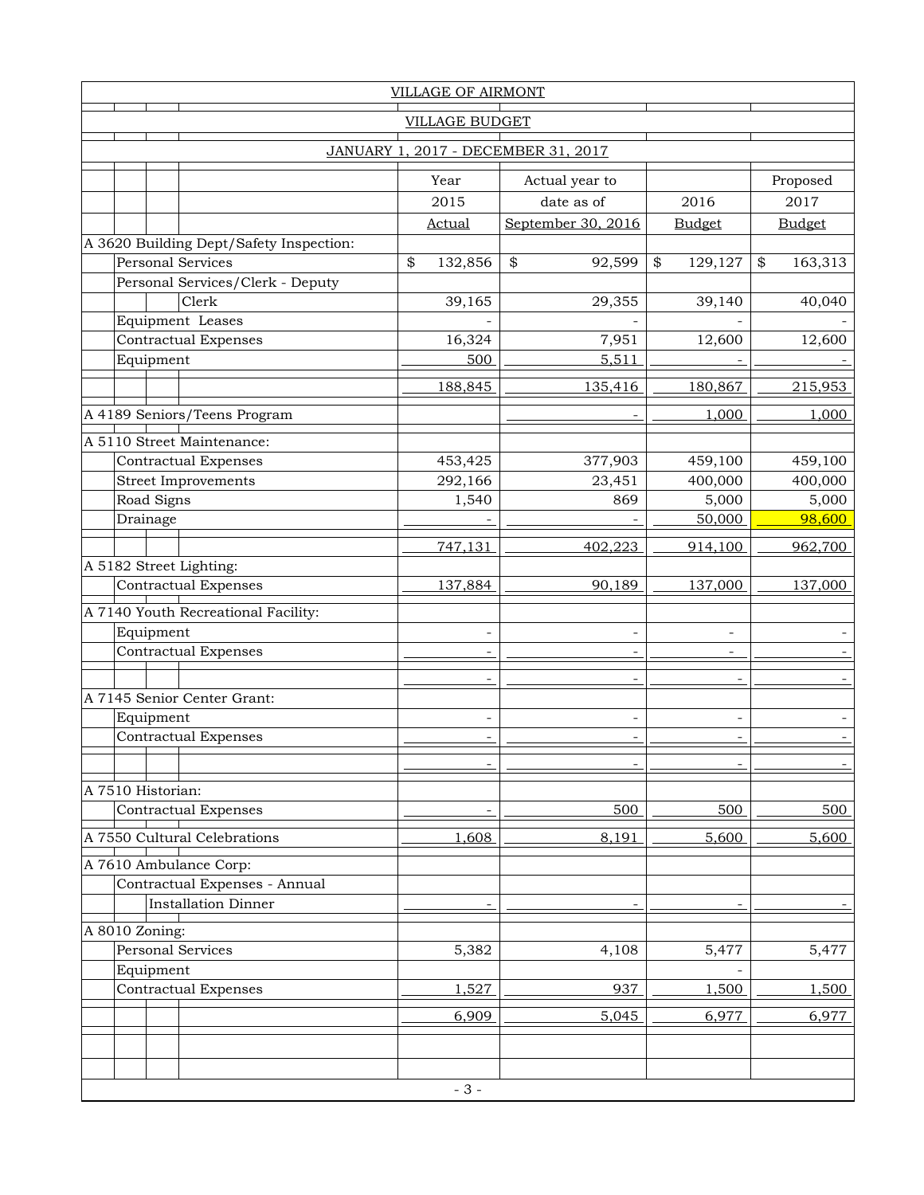VILLAGE OF AIRMONT

VILLAGE BUDGET

JANUARY 1, 2017 - DECEMBER 31, 2017

| | Year 2015 Actual | Actual year to date as of September 30, 2016 | 2016 Budget | Proposed 2017 Budget |
|---|---|---|---|---|
| **A 3620 Building Dept/Safety Inspection:** | | | | |
| Personal Services | $ 132,856 | $ 92,599 | $ 129,127 | $ 163,313 |
| Personal Services/Clerk - Deputy Clerk | 39,165 | 29,355 | 39,140 | 40,040 |
| Equipment Leases | - | - | - | - |
| Contractual Expenses | 16,324 | 7,951 | 12,600 | 12,600 |
| Equipment | 500 | 5,511 | - | - |
| | 188,845 | 135,416 | 180,867 | 215,953 |
| **A 4189 Seniors/Teens Program** | | - | 1,000 | 1,000 |
| **A 5110 Street Maintenance:** | | | | |
| Contractual Expenses | 453,425 | 377,903 | 459,100 | 459,100 |
| Street Improvements | 292,166 | 23,451 | 400,000 | 400,000 |
| Road Signs | 1,540 | 869 | 5,000 | 5,000 |
| Drainage | - | - | 50,000 | 98,600 |
| | 747,131 | 402,223 | 914,100 | 962,700 |
| **A 5182 Street Lighting:** | | | | |
| Contractual Expenses | 137,884 | 90,189 | 137,000 | 137,000 |
| **A 7140 Youth Recreational Facility:** | | | | |
| Equipment | - | - | - | - |
| Contractual Expenses | - | - | - | - |
| | - | - | - | - |
| **A 7145 Senior Center Grant:** | | | | |
| Equipment | - | - | - | - |
| Contractual Expenses | - | - | - | - |
| | - | - | - | - |
| **A 7510 Historian:** | | | | |
| Contractual Expenses | - | 500 | 500 | 500 |
| **A 7550 Cultural Celebrations** | 1,608 | 8,191 | 5,600 | 5,600 |
| **A 7610 Ambulance Corp:** | | | | |
| Contractual Expenses - Annual Installation Dinner | - | - | - | - |
| **A 8010 Zoning:** | | | | |
| Personal Services | 5,382 | 4,108 | 5,477 | 5,477 |
| Equipment | | | - | |
| Contractual Expenses | 1,527 | 937 | 1,500 | 1,500 |
| | 6,909 | 5,045 | 6,977 | 6,977 |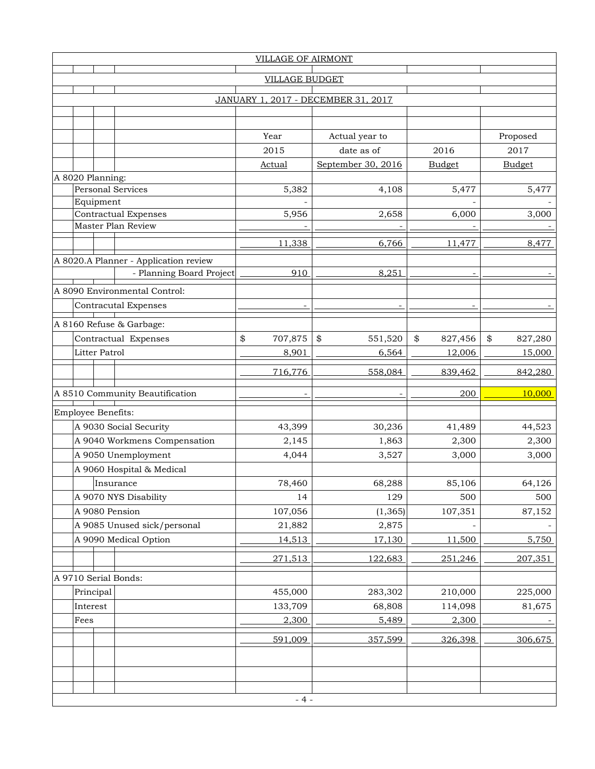VILLAGE OF AIRMONT

VILLAGE BUDGET

JANUARY 1, 2017 - DECEMBER 31, 2017

| | Year 2015 Actual | Actual year to date as of September 30, 2016 | 2016 Budget | Proposed 2017 Budget |
|---|---|---|---|---|
| **A 8020 Planning:** | | | | |
| Personal Services | 5,382 | 4,108 | 5,477 | 5,477 |
| Equipment | - | | - | - |
| Contractual Expenses | 5,956 | 2,658 | 6,000 | 3,000 |
| Master Plan Review | - | - | - | - |
| | 11,338 | 6,766 | 11,477 | 8,477 |
| **A 8020.A Planner - Application review** | | | | |
| - Planning Board Project | 910 | 8,251 | - | - |
| **A 8090 Environmental Control:** | | | | |
| Contracutal Expenses | - | - | - | - |
| **A 8160 Refuse & Garbage:** | | | | |
| Contractual Expenses | $ 707,875 | $ 551,520 | $ 827,456 | $ 827,280 |
| Litter Patrol | 8,901 | 6,564 | 12,006 | 15,000 |
| | 716,776 | 558,084 | 839,462 | 842,280 |
| **A 8510 Community Beautification** | - | - | 200 | 10,000 |
| **Employee Benefits:** | | | | |
| A 9030 Social Security | 43,399 | 30,236 | 41,489 | 44,523 |
| A 9040 Workmens Compensation | 2,145 | 1,863 | 2,300 | 2,300 |
| A 9050 Unemployment | 4,044 | 3,527 | 3,000 | 3,000 |
| A 9060 Hospital & Medical Insurance | 78,460 | 68,288 | 85,106 | 64,126 |
| A 9070 NYS Disability | 14 | 129 | 500 | 500 |
| A 9080 Pension | 107,056 | (1,365) | 107,351 | 87,152 |
| A 9085 Unused sick/personal | 21,882 | 2,875 | - | - |
| A 9090 Medical Option | 14,513 | 17,130 | 11,500 | 5,750 |
| | 271,513 | 122,683 | 251,246 | 207,351 |
| **A 9710 Serial Bonds:** | | | | |
| Principal | 455,000 | 283,302 | 210,000 | 225,000 |
| Interest | 133,709 | 68,808 | 114,098 | 81,675 |
| Fees | 2,300 | 5,489 | 2,300 | - |
| | 591,009 | 357,599 | 326,398 | 306,675 |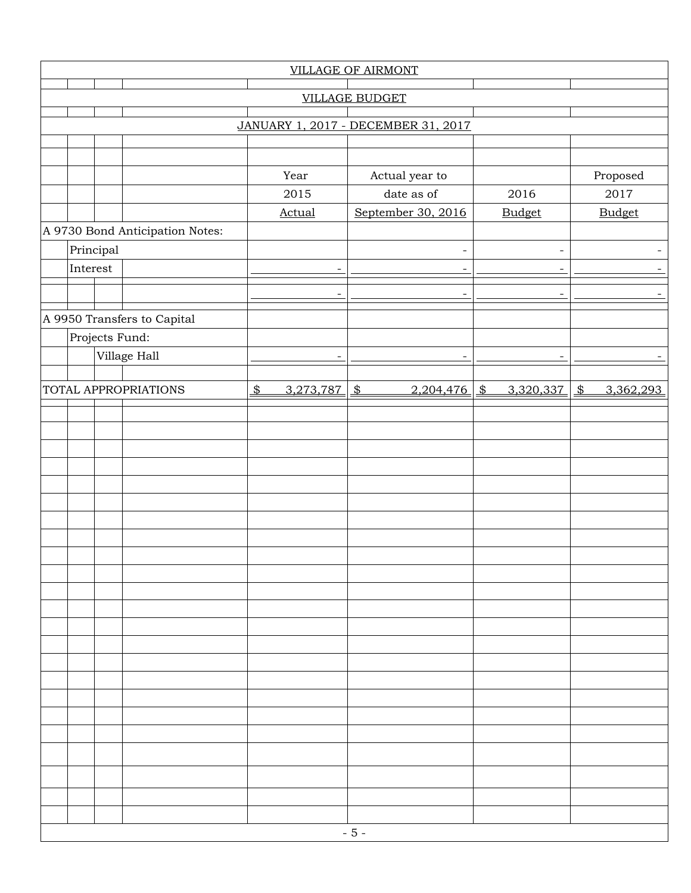VILLAGE OF AIRMONT

VILLAGE BUDGET

JANUARY 1, 2017 - DECEMBER 31, 2017

| | Year 2015 Actual | Actual year to date as of September 30, 2016 | 2016 Budget | Proposed 2017 Budget |
|---|---|---|---|---|
| A 9730 Bond Anticipation Notes: | | | | |
| Principal | | - | - | - |
| Interest | - | - | - | - |
| | - | - | - | - |
| A 9950 Transfers to Capital | | | | |
| Projects Fund: | | | | |
| Village Hall | - | - | - | - |
| TOTAL APPROPRIATIONS | $ 3,273,787 | $ 2,204,476 | $ 3,320,337 | $ 3,362,293 |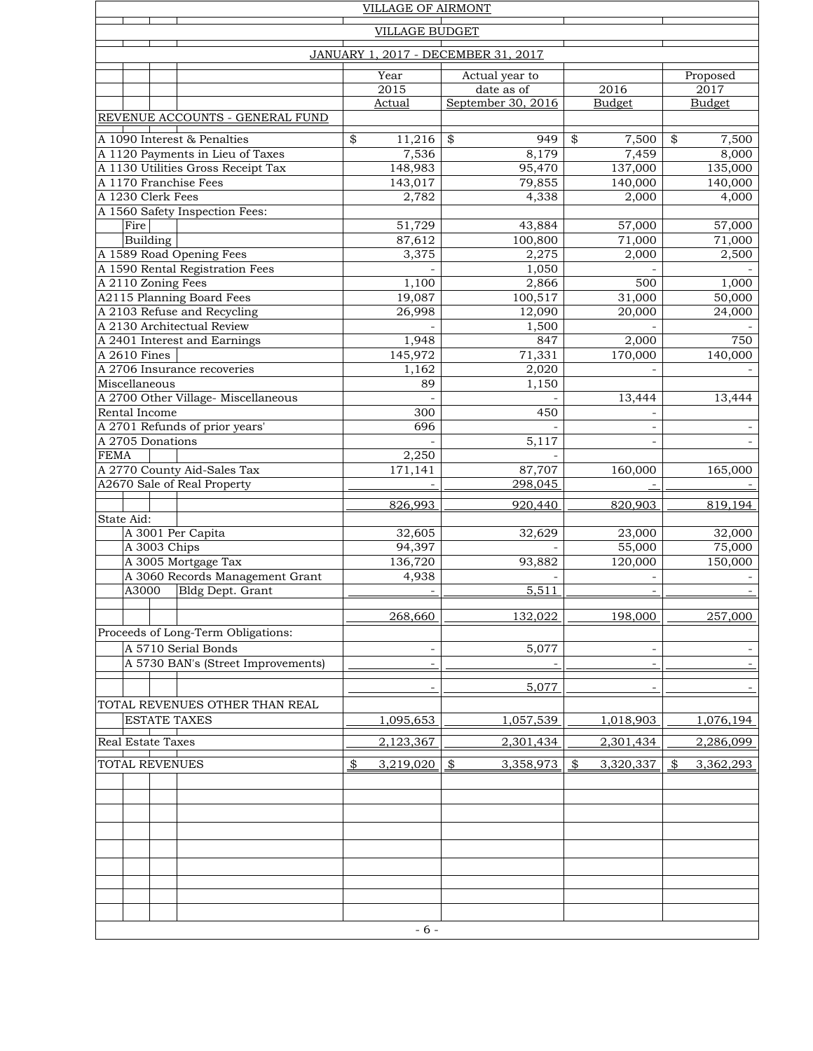VILLAGE OF AIRMONT

VILLAGE BUDGET

JANUARY 1, 2017 - DECEMBER 31, 2017

| | Year 2015 Actual | Actual year to date as of September 30, 2016 | 2016 Budget | Proposed 2017 Budget |
|---|---|---|---|---|
| REVENUE ACCOUNTS - GENERAL FUND | | | | |
| A 1090 Interest & Penalties | $ 11,216 | $ 949 | $ 7,500 | $ 7,500 |
| A 1120 Payments in Lieu of Taxes | 7,536 | 8,179 | 7,459 | 8,000 |
| A 1130 Utilities Gross Receipt Tax | 148,983 | 95,470 | 137,000 | 135,000 |
| A 1170 Franchise Fees | 143,017 | 79,855 | 140,000 | 140,000 |
| A 1230 Clerk Fees | 2,782 | 4,338 | 2,000 | 4,000 |
| A 1560 Safety Inspection Fees: | | | | |
| Fire | 51,729 | 43,884 | 57,000 | 57,000 |
| Building | 87,612 | 100,800 | 71,000 | 71,000 |
| A 1589 Road Opening Fees | 3,375 | 2,275 | 2,000 | 2,500 |
| A 1590 Rental Registration Fees | - | 1,050 | - | - |
| A 2110 Zoning Fees | 1,100 | 2,866 | 500 | 1,000 |
| A2115 Planning Board Fees | 19,087 | 100,517 | 31,000 | 50,000 |
| A 2103 Refuse and Recycling | 26,998 | 12,090 | 20,000 | 24,000 |
| A 2130 Architectual Review | - | 1,500 | - | - |
| A 2401 Interest and Earnings | 1,948 | 847 | 2,000 | 750 |
| A 2610 Fines | 145,972 | 71,331 | 170,000 | 140,000 |
| A 2706 Insurance recoveries | 1,162 | 2,020 | - | - |
| Miscellaneous | 89 | 1,150 | | |
| A 2700 Other Village- Miscellaneous | - | - | 13,444 | 13,444 |
| Rental Income | 300 | 450 | - | |
| A 2701 Refunds of prior years' | 696 | - | - | - |
| A 2705 Donations | - | 5,117 | - | - |
| FEMA | 2,250 | - | | |
| A 2770 County Aid-Sales Tax | 171,141 | 87,707 | 160,000 | 165,000 |
| A2670 Sale of Real Property | - | 298,045 | - | - |
| | 826,993 | 920,440 | 820,903 | 819,194 |
| State Aid: | | | | |
| A 3001 Per Capita | 32,605 | 32,629 | 23,000 | 32,000 |
| A 3003 Chips | 94,397 | - | 55,000 | 75,000 |
| A 3005 Mortgage Tax | 136,720 | 93,882 | 120,000 | 150,000 |
| A 3060 Records Management Grant | 4,938 | - | - | - |
| A3000 Bldg Dept. Grant | - | 5,511 | - | - |
| | 268,660 | 132,022 | 198,000 | 257,000 |
| Proceeds of Long-Term Obligations: | | | | |
| A 5710 Serial Bonds | - | 5,077 | - | - |
| A 5730 BAN's (Street Improvements) | - | - | - | - |
| | - | 5,077 | - | - |
| TOTAL REVENUES OTHER THAN REAL ESTATE TAXES | 1,095,653 | 1,057,539 | 1,018,903 | 1,076,194 |
| Real Estate Taxes | 2,123,367 | 2,301,434 | 2,301,434 | 2,286,099 |
| TOTAL REVENUES | $ 3,219,020 | $ 3,358,973 | $ 3,320,337 | $ 3,362,293 |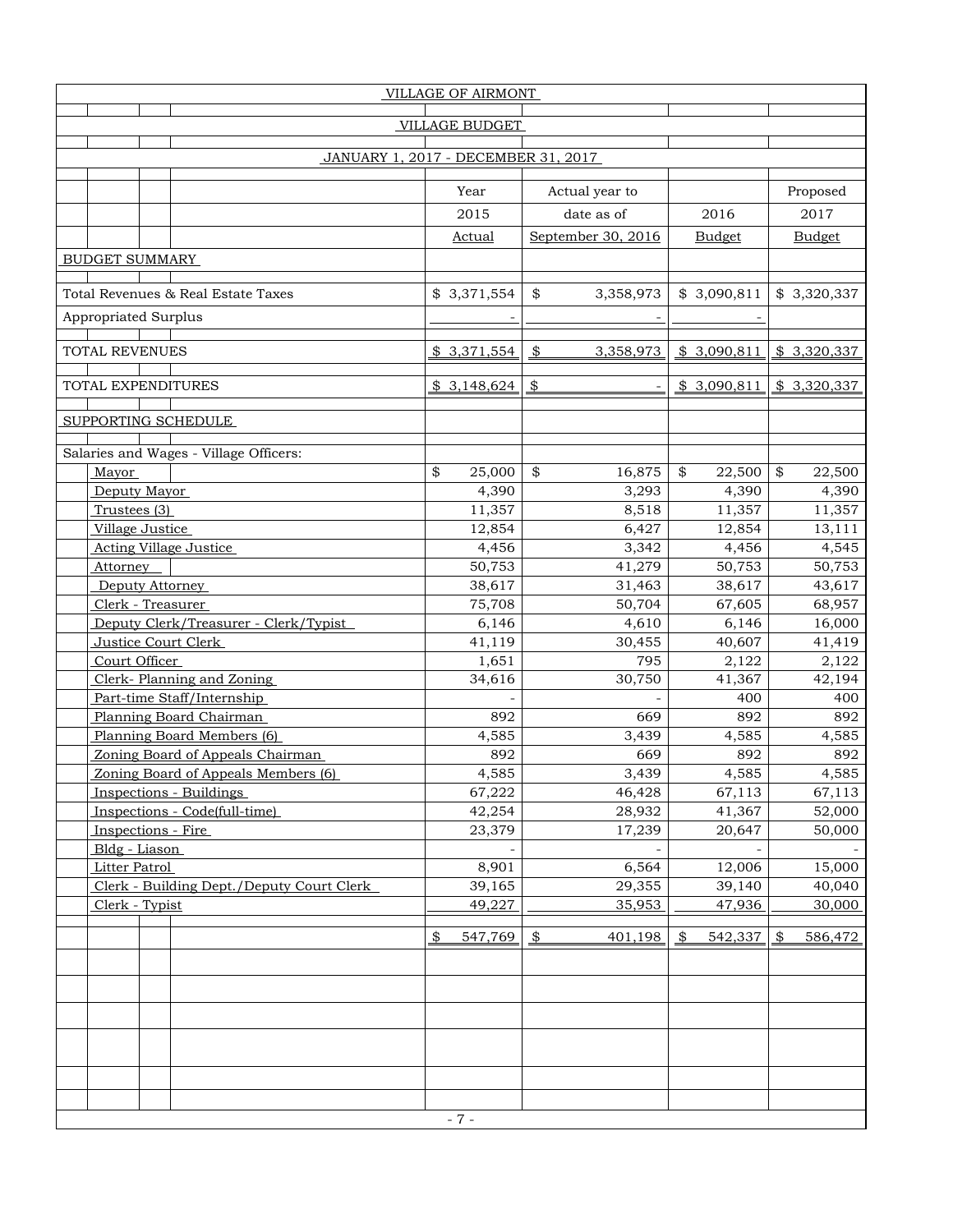VILLAGE OF AIRMONT

VILLAGE BUDGET

JANUARY 1, 2017 - DECEMBER 31, 2017

| | Year 2015 Actual | Actual year to date as of September 30, 2016 | 2016 Budget | Proposed 2017 Budget |
|---|---|---|---|---|
| **BUDGET SUMMARY** | | | | |
| Total Revenues & Real Estate Taxes | $ 3,371,554 | $ 3,358,973 | $ 3,090,811 | $ 3,320,337 |
| Appropriated Surplus | - | - | - | |
| TOTAL REVENUES | $ 3,371,554 | $ 3,358,973 | $ 3,090,811 | $ 3,320,337 |
| TOTAL EXPENDITURES | $ 3,148,624 | $ - | $ 3,090,811 | $ 3,320,337 |
| **SUPPORTING SCHEDULE** | | | | |
| Salaries and Wages - Village Officers: | | | | |
| Mayor | $ 25,000 | $ 16,875 | $ 22,500 | $ 22,500 |
| Deputy Mayor | 4,390 | 3,293 | 4,390 | 4,390 |
| Trustees (3) | 11,357 | 8,518 | 11,357 | 11,357 |
| Village Justice | 12,854 | 6,427 | 12,854 | 13,111 |
| Acting Village Justice | 4,456 | 3,342 | 4,456 | 4,545 |
| Attorney | 50,753 | 41,279 | 50,753 | 50,753 |
| Deputy Attorney | 38,617 | 31,463 | 38,617 | 43,617 |
| Clerk - Treasurer | 75,708 | 50,704 | 67,605 | 68,957 |
| Deputy Clerk/Treasurer - Clerk/Typist | 6,146 | 4,610 | 6,146 | 16,000 |
| Justice Court Clerk | 41,119 | 30,455 | 40,607 | 41,419 |
| Court Officer | 1,651 | 795 | 2,122 | 2,122 |
| Clerk- Planning and Zoning | 34,616 | 30,750 | 41,367 | 42,194 |
| Part-time Staff/Internship | - | - | 400 | 400 |
| Planning Board Chairman | 892 | 669 | 892 | 892 |
| Planning Board Members (6) | 4,585 | 3,439 | 4,585 | 4,585 |
| Zoning Board of Appeals Chairman | 892 | 669 | 892 | 892 |
| Zoning Board of Appeals Members (6) | 4,585 | 3,439 | 4,585 | 4,585 |
| Inspections - Buildings | 67,222 | 46,428 | 67,113 | 67,113 |
| Inspections - Code(full-time) | 42,254 | 28,932 | 41,367 | 52,000 |
| Inspections - Fire | 23,379 | 17,239 | 20,647 | 50,000 |
| Bldg - Liason | - | - | - | - |
| Litter Patrol | 8,901 | 6,564 | 12,006 | 15,000 |
| Clerk - Building Dept./Deputy Court Clerk | 39,165 | 29,355 | 39,140 | 40,040 |
| Clerk - Typist | 49,227 | 35,953 | 47,936 | 30,000 |
| | $ 547,769 | $ 401,198 | $ 542,337 | $ 586,472 |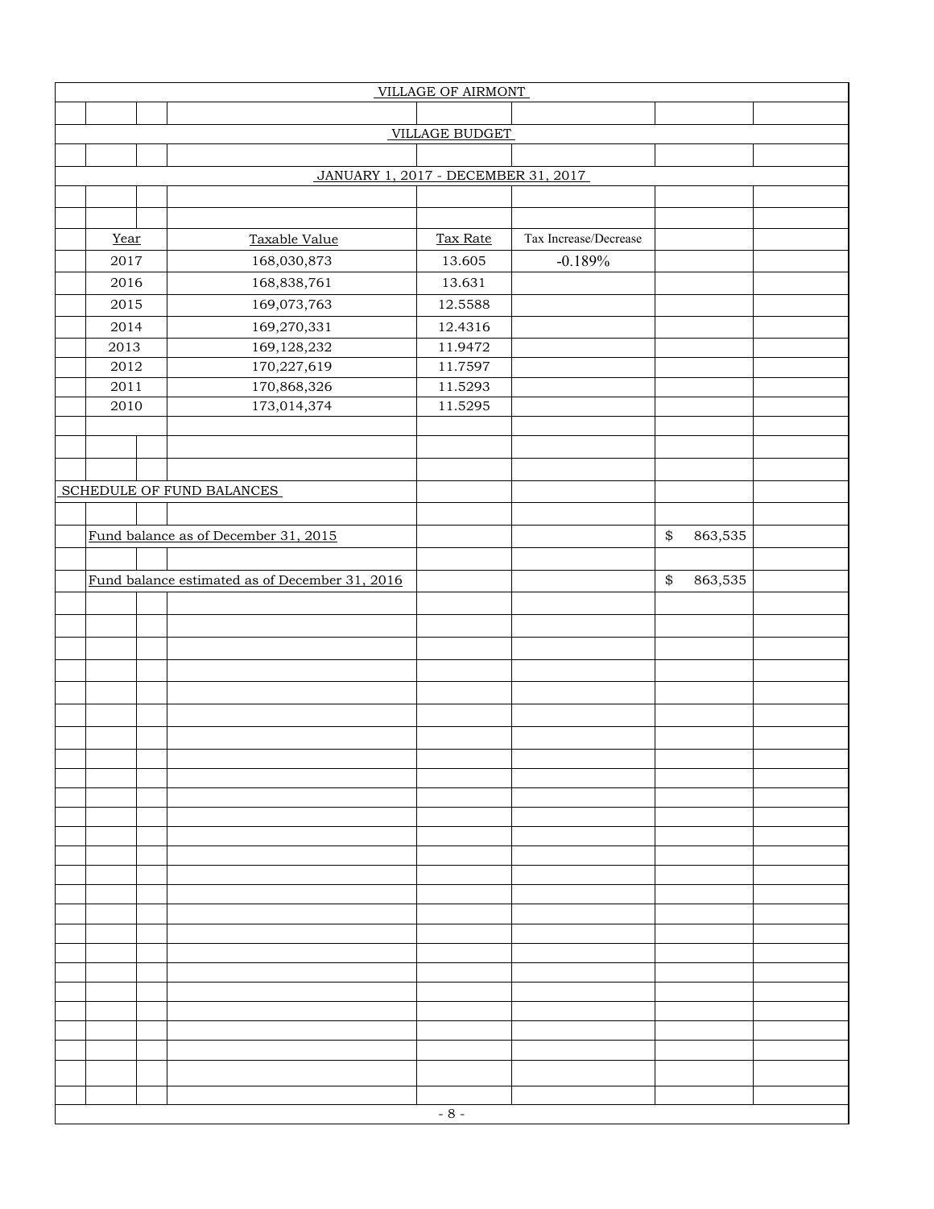# VILLAGE OF AIRMONT

## VILLAGE BUDGET

### JANUARY 1, 2017 - DECEMBER 31, 2017

| Year | Taxable Value | Tax Rate | Tax Increase/Decrease |
|---|---|---|---|
| 2017 | 168,030,873 | 13.605 | -0.189% |
| 2016 | 168,838,761 | 13.631 | |
| 2015 | 169,073,763 | 12.5588 | |
| 2014 | 169,270,331 | 12.4316 | |
| 2013 | 169,128,232 | 11.9472 | |
| 2012 | 170,227,619 | 11.7597 | |
| 2011 | 170,868,326 | 11.5293 | |
| 2010 | 173,014,374 | 11.5295 | |

## SCHEDULE OF FUND BALANCES

| | |
|---|---|
| Fund balance as of December 31, 2015 | $ 863,535 |
| Fund balance estimated as of December 31, 2016 | $ 863,535 |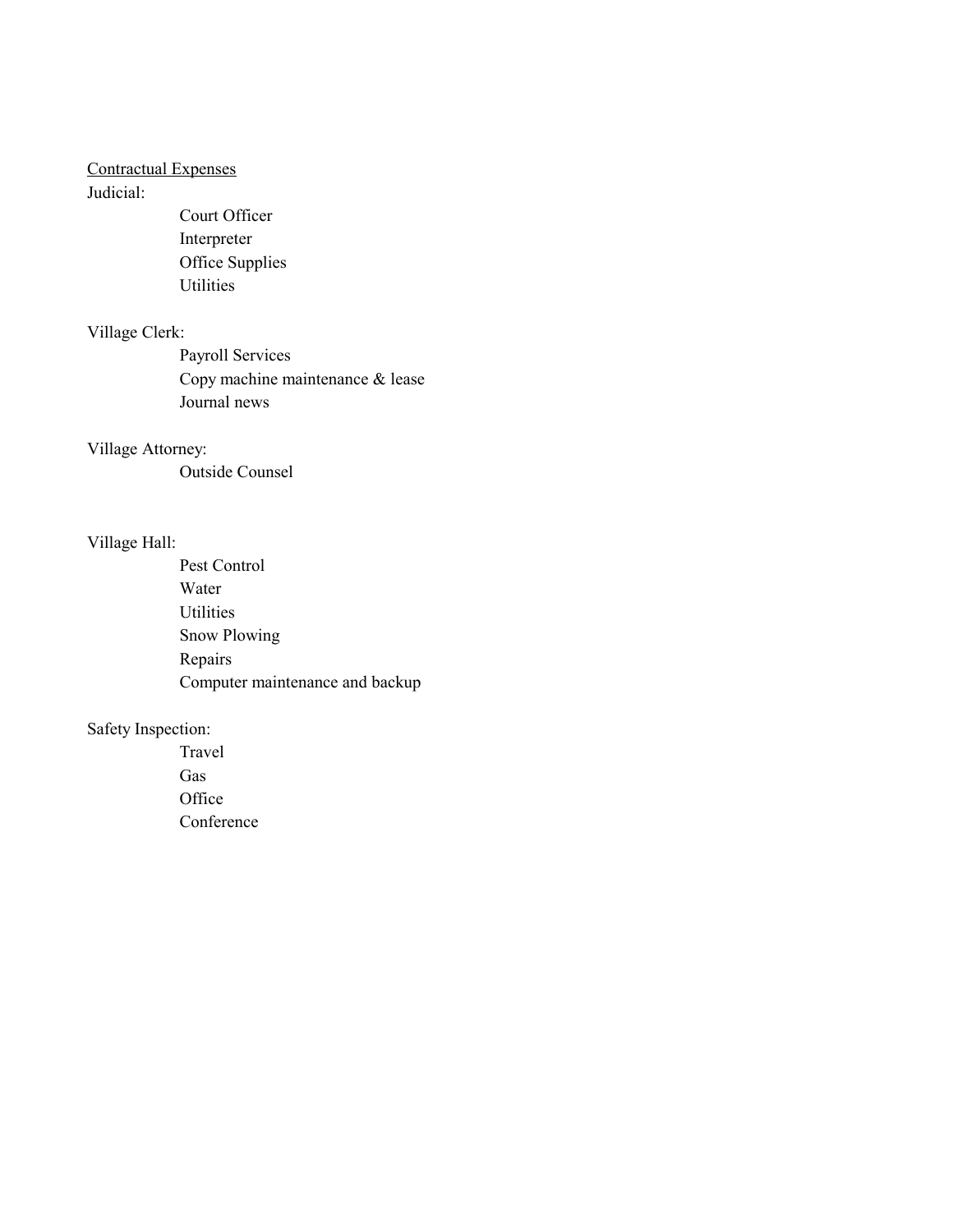<u>Contractual Expenses</u>

Judicial:

- Court Officer
- Interpreter
- Office Supplies
- Utilities

Village Clerk:

- Payroll Services
- Copy machine maintenance & lease
- Journal news

Village Attorney:

- Outside Counsel

Village Hall:

- Pest Control
- Water
- Utilities
- Snow Plowing
- Repairs
- Computer maintenance and backup

Safety Inspection:

- Travel
- Gas
- Office
- Conference